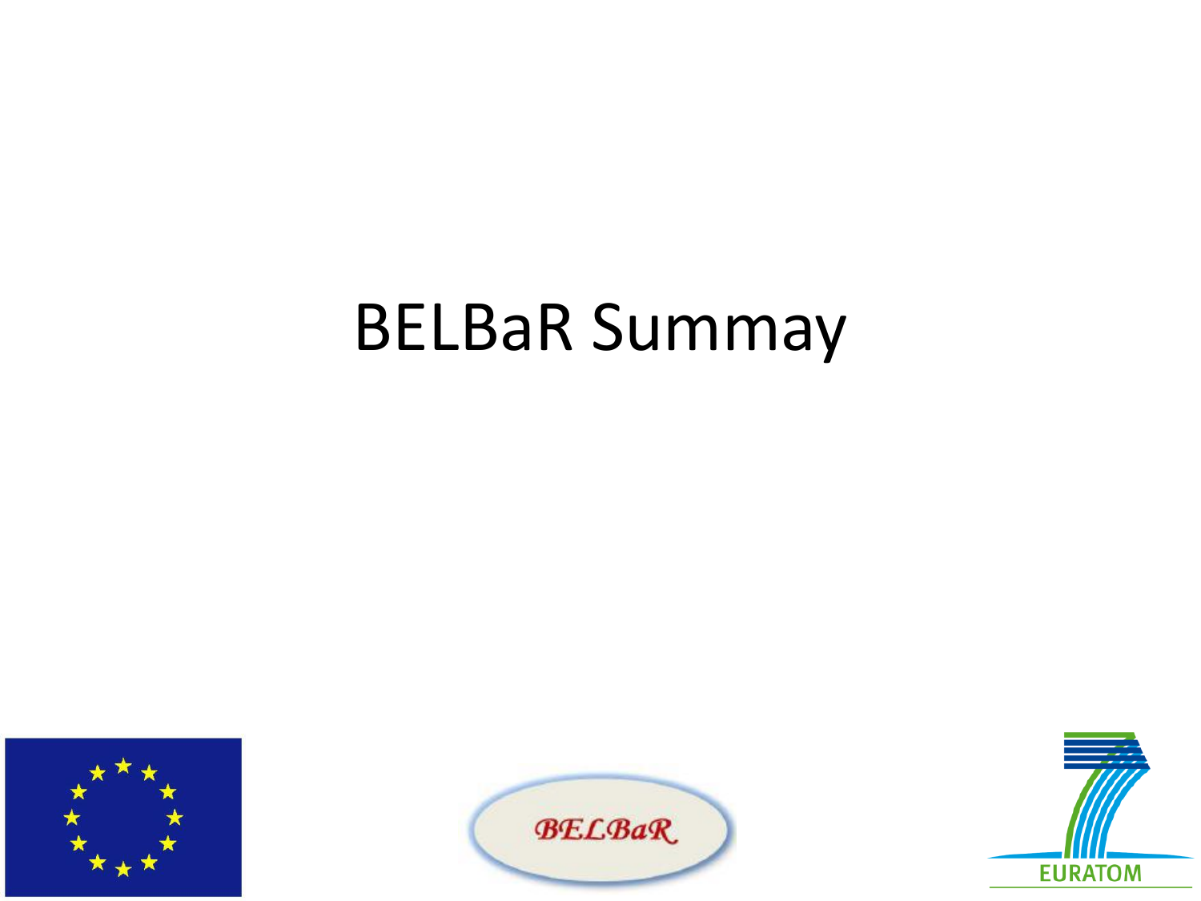# BELBaR Summay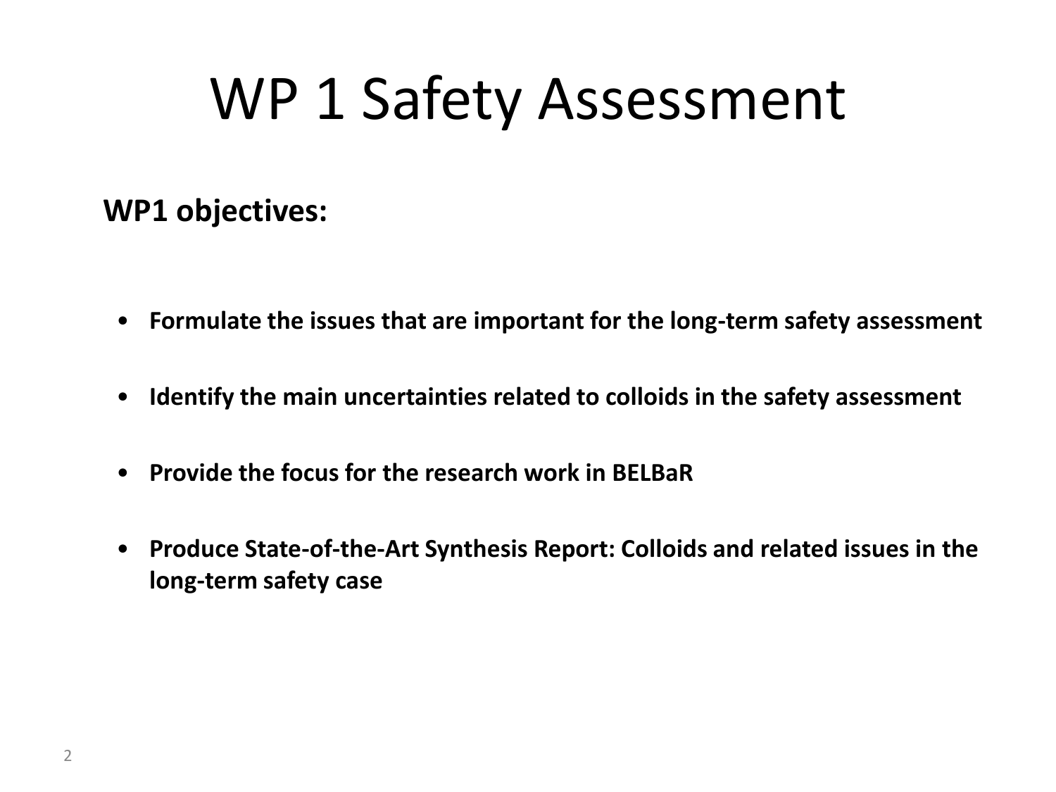# WP 1 Safety Assessment

**WP1 objectives:**

- **Formulate the issues that are important for the long-term safety assessment**
- **Identify the main uncertainties related to colloids in the safety assessment**
- **Provide the focus for the research work in BELBaR**
- **Produce State-of-the-Art Synthesis Report: Colloids and related issues in the long-term safety case**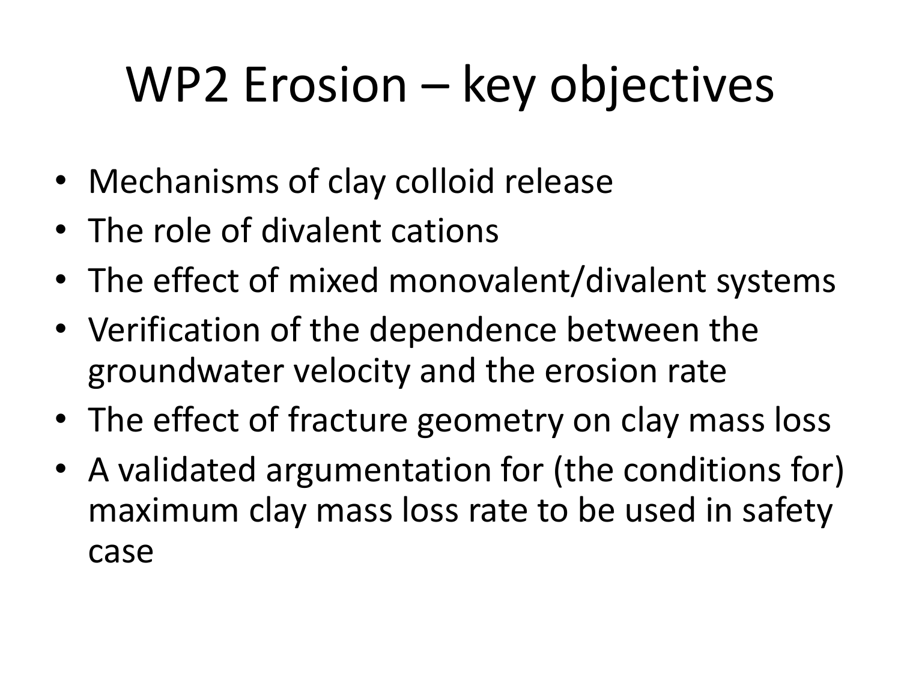# WP2 Erosion – key objectives

- Mechanisms of clay colloid release
- The role of divalent cations
- The effect of mixed monovalent/divalent systems
- Verification of the dependence between the groundwater velocity and the erosion rate
- The effect of fracture geometry on clay mass loss
- A validated argumentation for (the conditions for) maximum clay mass loss rate to be used in safety case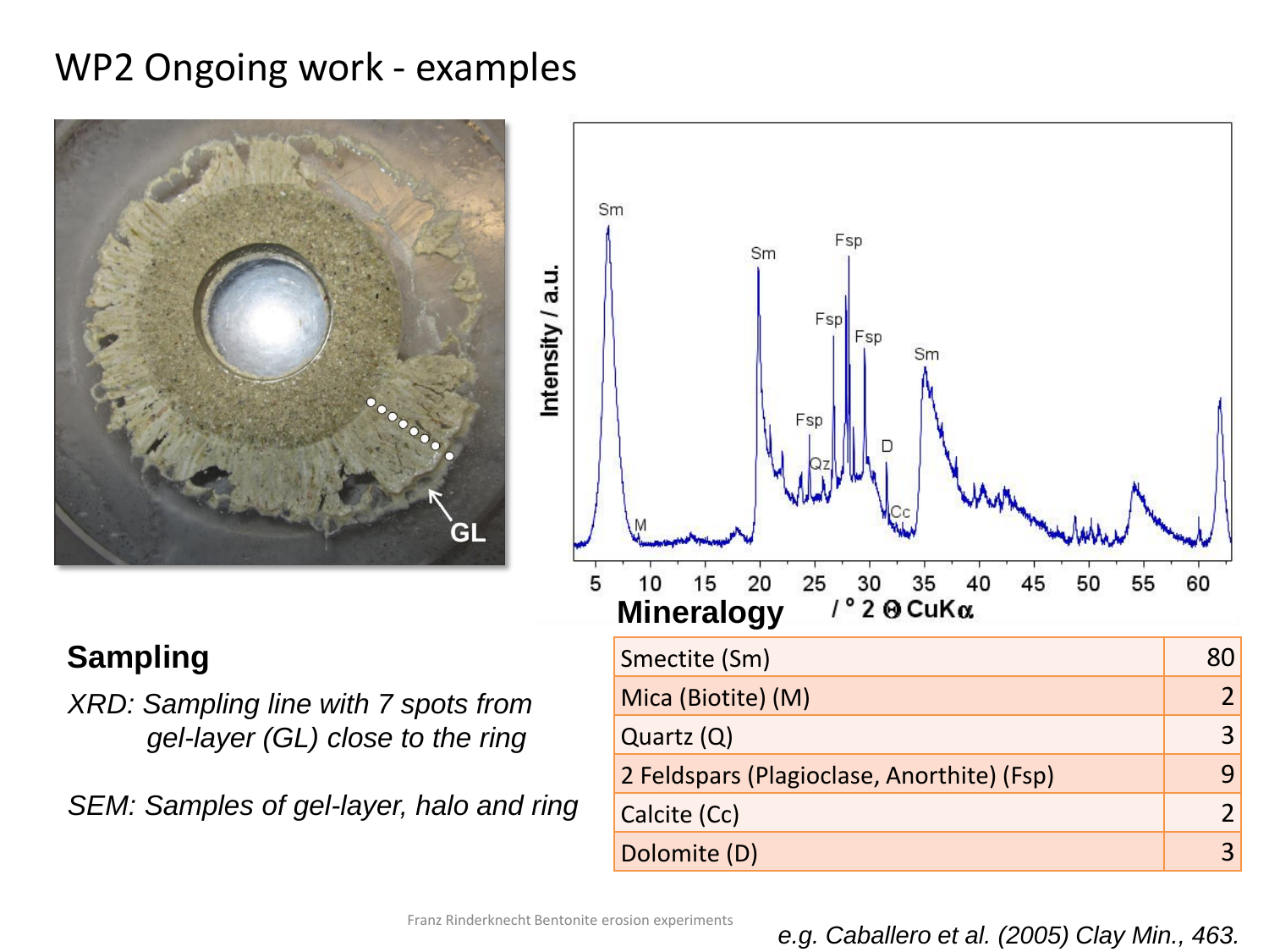# WP2 Ongoing work - examples

**Sampling**

*XRD: Sampling line with 7 spots from gel-layer (GL) close to the ring*

*SEM: Samples of gel-layer, halo and ring*

**Mineralogy**

| Mineral | % |
|---|---|
| Smectite (Sm) | 80 |
| Mica (Biotite) (M) | 2 |
| Quartz (Q) | 3 |
| 2 Feldspars (Plagioclase, Anorthite) (Fsp) | 9 |
| Calcite (Cc) | 2 |
| Dolomite (D) | 3 |

*e.g. Caballero et al. (2005) Clay Min., 463.*

Franz Rinderknecht Bentonite erosion experiments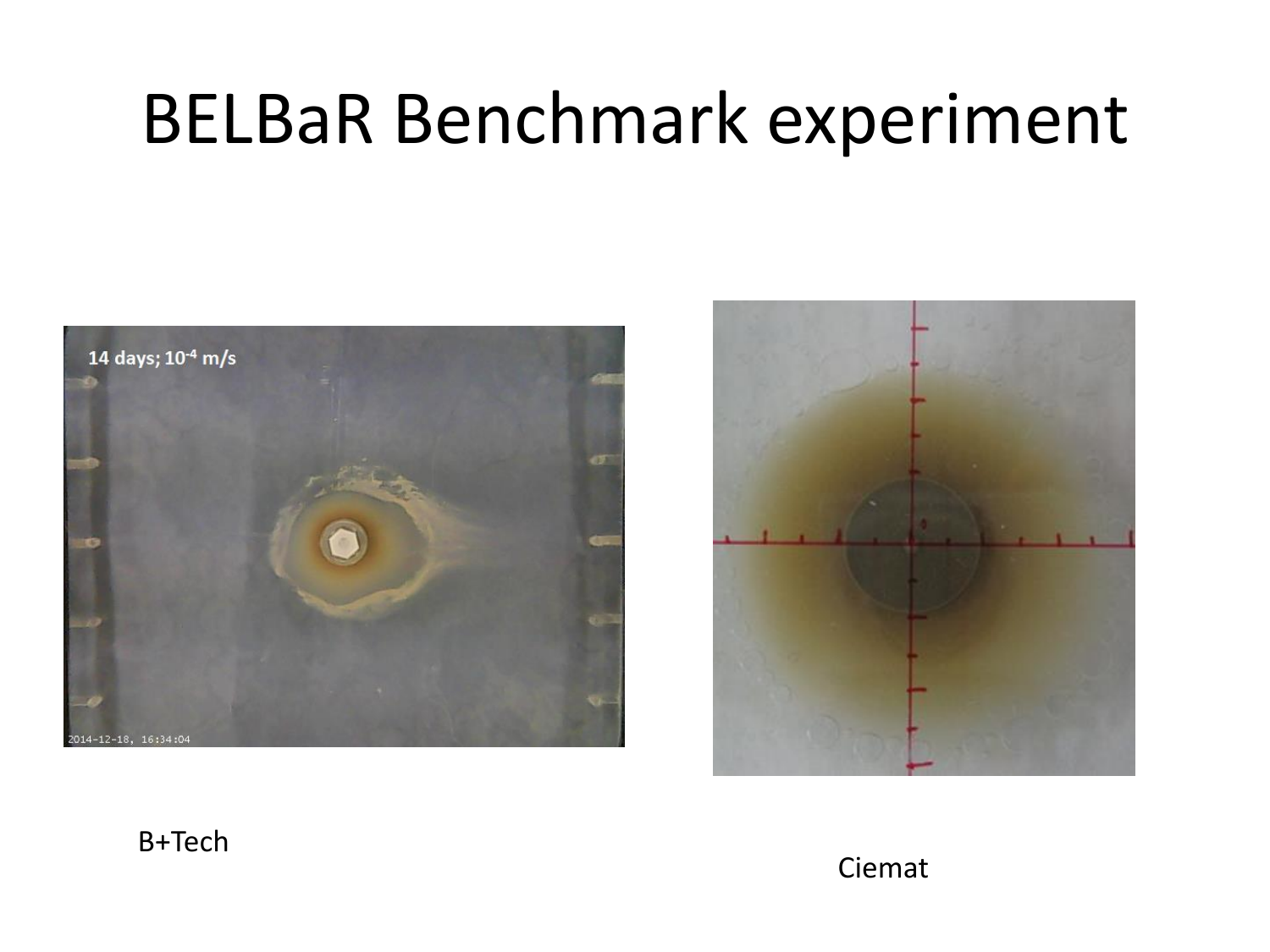# BELBaR Benchmark experiment

B+Tech

Ciemat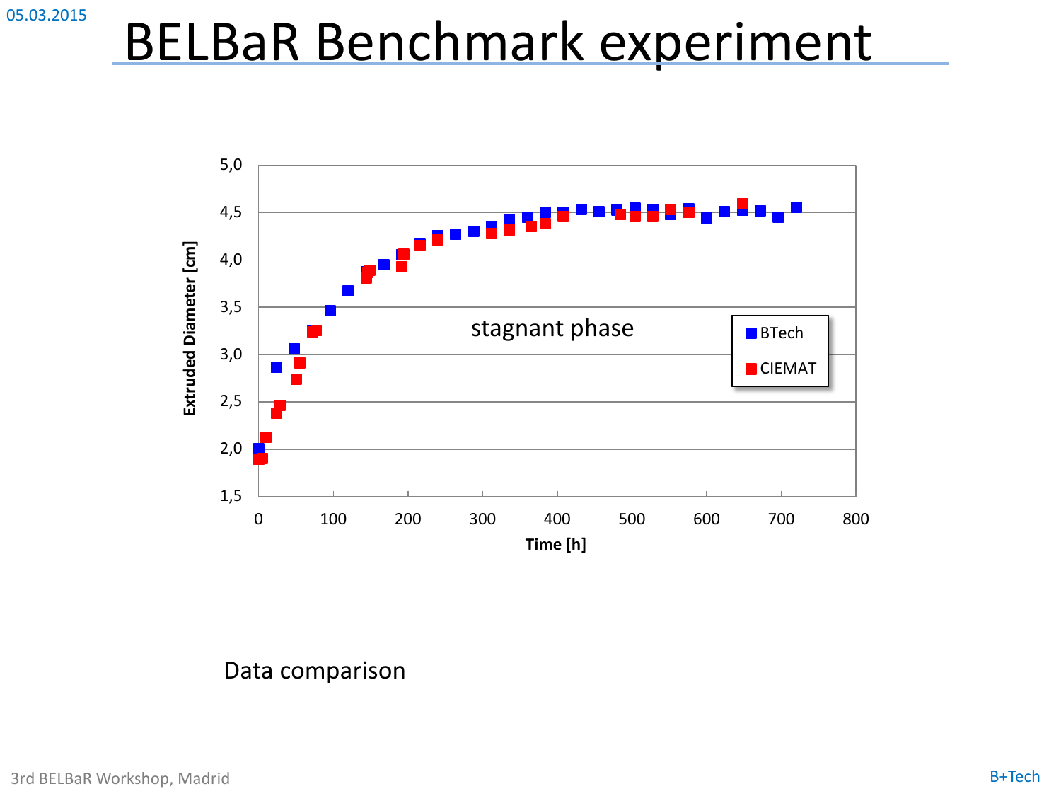# BELBaR Benchmark experiment

Data comparison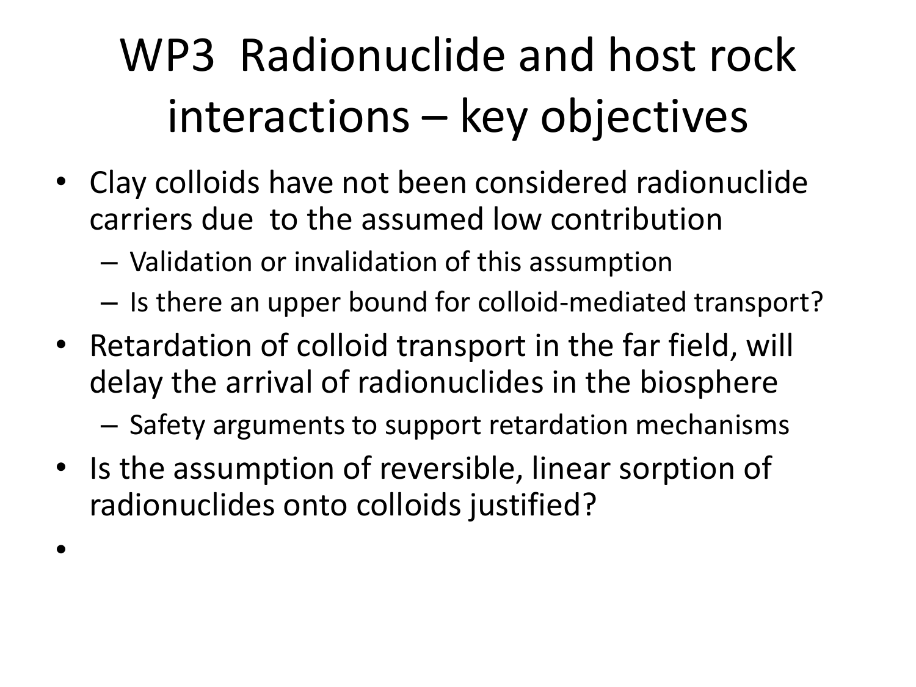# WP3 Radionuclide and host rock interactions – key objectives

- Clay colloids have not been considered radionuclide carriers due to the assumed low contribution
  - Validation or invalidation of this assumption
  - Is there an upper bound for colloid-mediated transport?
- Retardation of colloid transport in the far field, will delay the arrival of radionuclides in the biosphere
  - Safety arguments to support retardation mechanisms
- Is the assumption of reversible, linear sorption of radionuclides onto colloids justified?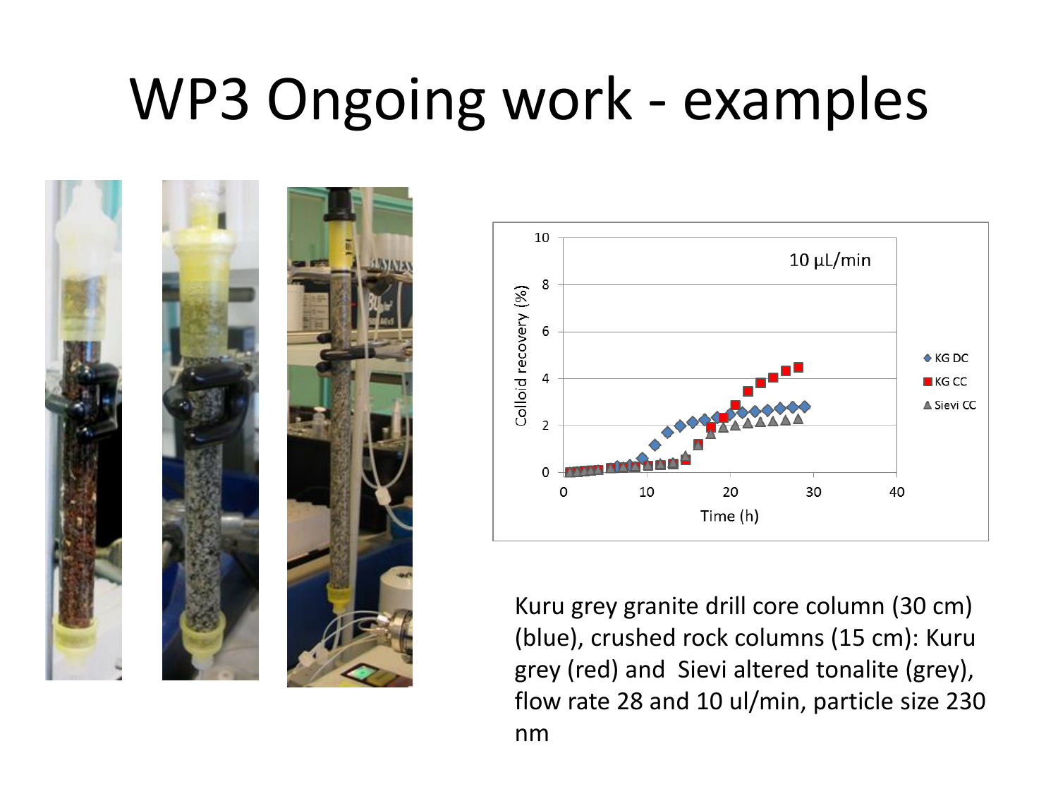# WP3 Ongoing work - examples

Kuru grey granite drill core column (30 cm) (blue), crushed rock columns (15 cm): Kuru grey (red) and Sievi altered tonalite (grey), flow rate 28 and 10 ul/min, particle size 230 nm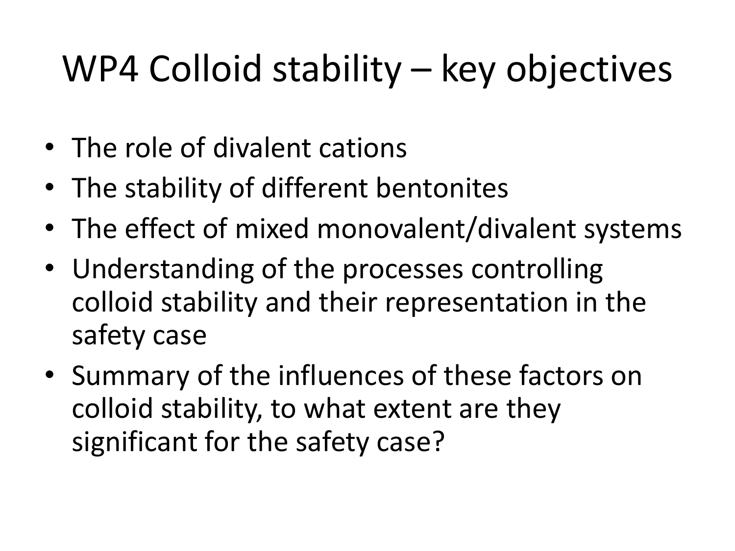# WP4 Colloid stability – key objectives

- The role of divalent cations
- The stability of different bentonites
- The effect of mixed monovalent/divalent systems
- Understanding of the processes controlling colloid stability and their representation in the safety case
- Summary of the influences of these factors on colloid stability, to what extent are they significant for the safety case?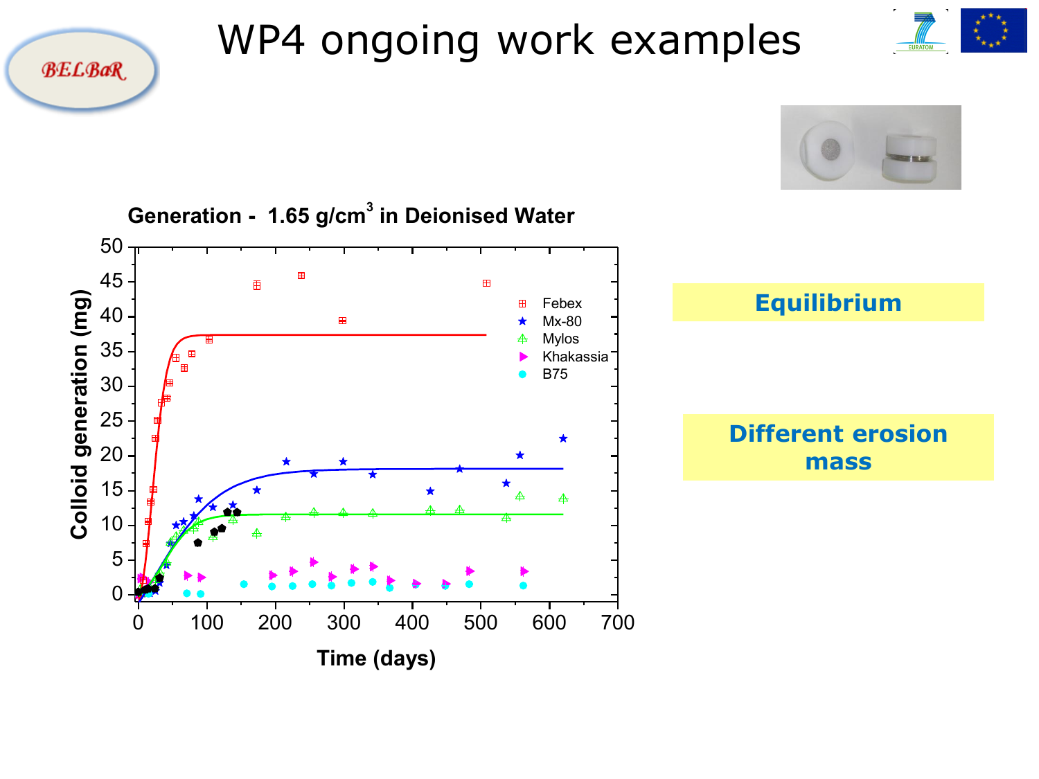# WP4 ongoing work examples

**Generation - 1.65 g/cm$^3$ in Deionised Water**

Colloid generation (mg) vs. Time (days)

Legend: Febex, Mx-80, Mylos, Khakassia, B75

**Equilibrium**

**Different erosion mass**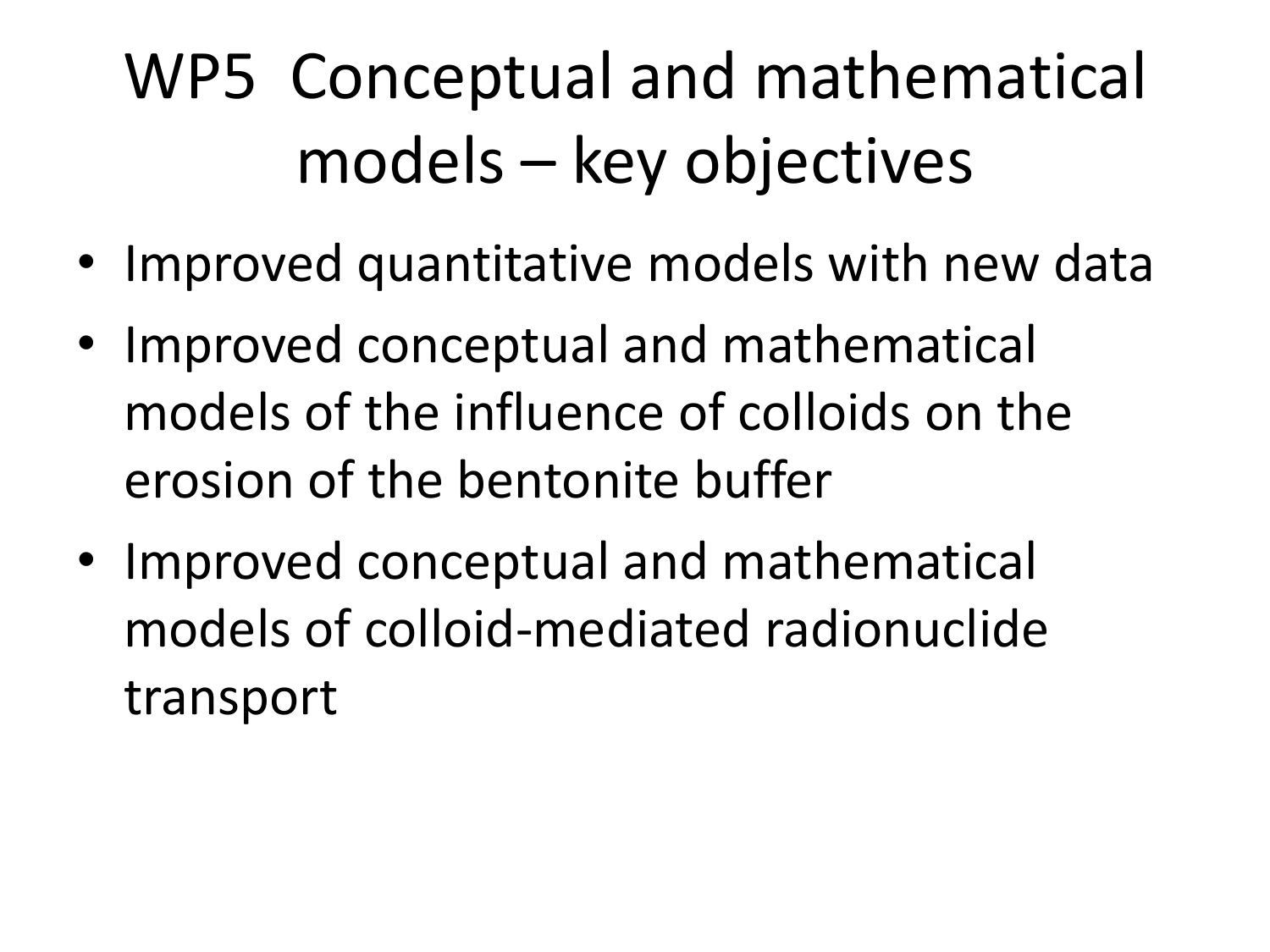# WP5 Conceptual and mathematical models – key objectives

- Improved quantitative models with new data
- Improved conceptual and mathematical models of the influence of colloids on the erosion of the bentonite buffer
- Improved conceptual and mathematical models of colloid-mediated radionuclide transport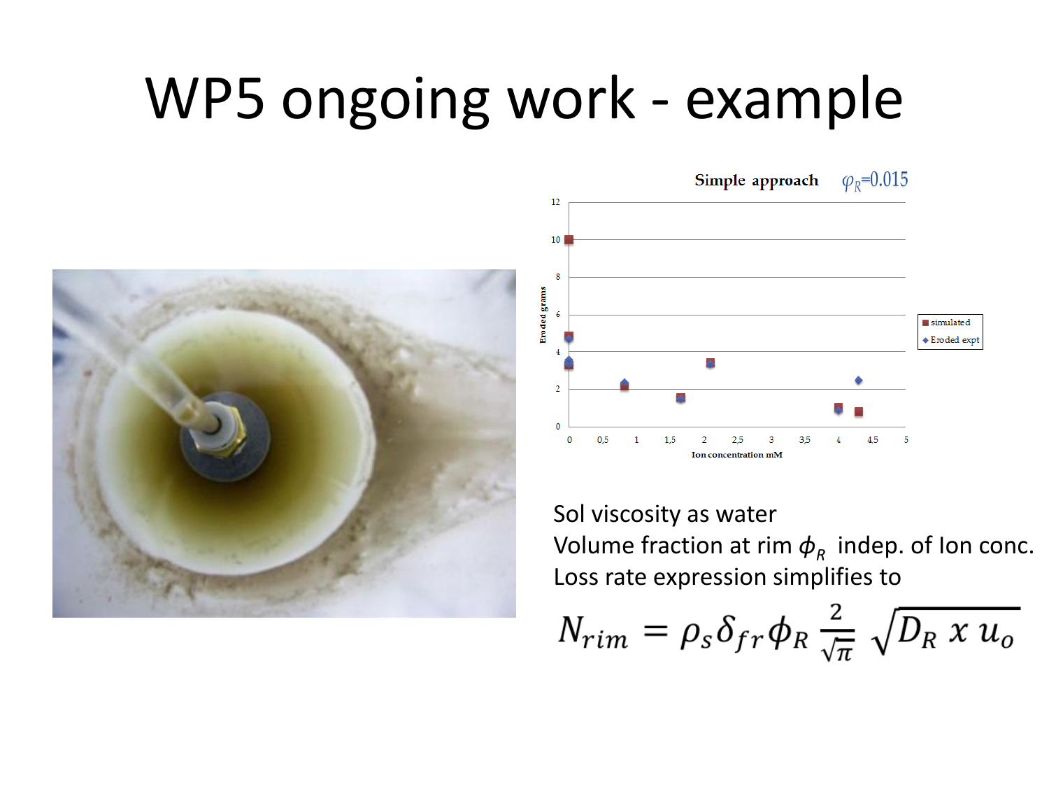# WP5 ongoing work - example

Sol viscosity as water

Volume fraction at rim $\phi_R$ indep. of Ion conc.

Loss rate expression simplifies to

$$N_{rim} = \rho_s \delta_{fr} \phi_R \frac{2}{\sqrt{\pi}} \sqrt{D_R \; x \; u_o}$$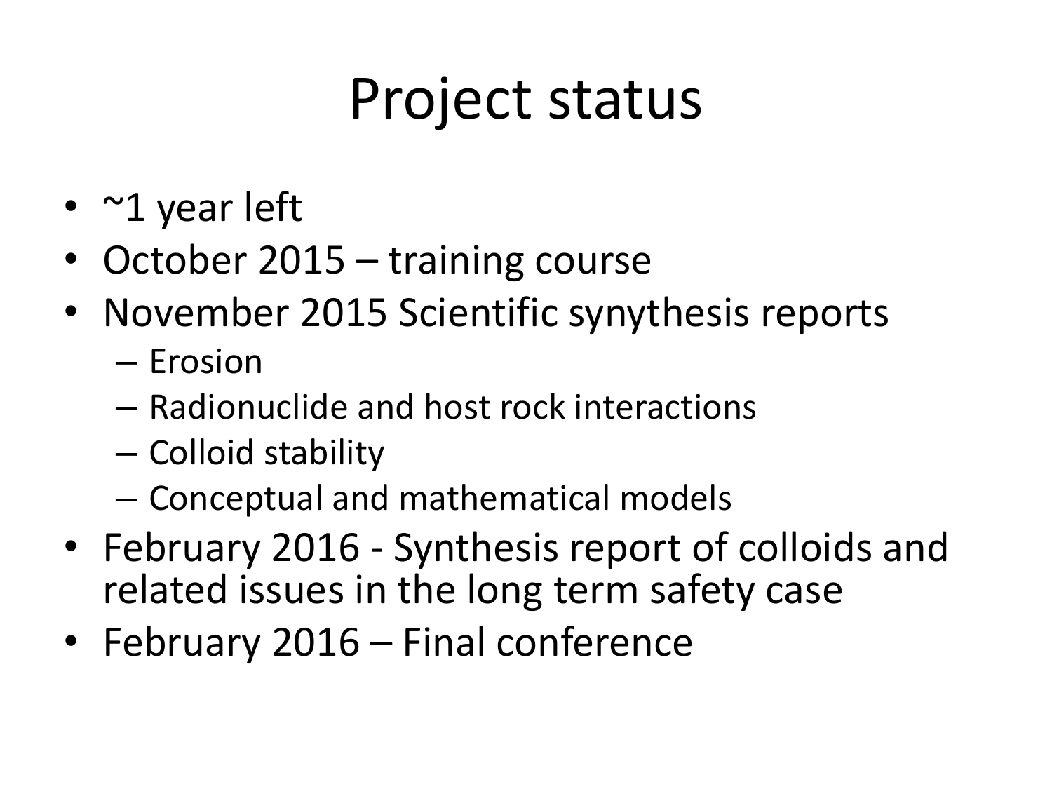# Project status

- ~1 year left
- October 2015 – training course
- November 2015 Scientific synythesis reports
  - Erosion
  - Radionuclide and host rock interactions
  - Colloid stability
  - Conceptual and mathematical models
- February 2016 - Synthesis report of colloids and related issues in the long term safety case
- February 2016 – Final conference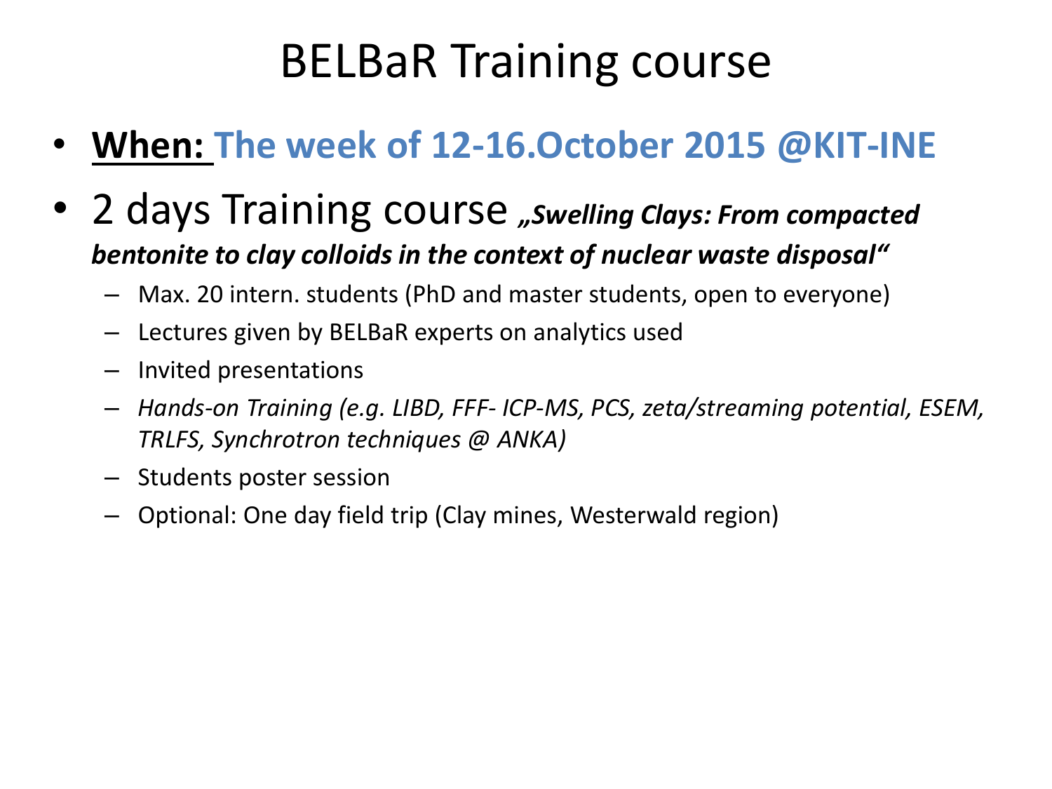# BELBaR Training course

- **When:** **The week of 12-16.October 2015 @KIT-INE**
- 2 days Training course ***„Swelling Clays: From compacted bentonite to clay colloids in the context of nuclear waste disposal“***
  - Max. 20 intern. students (PhD and master students, open to everyone)
  - Lectures given by BELBaR experts on analytics used
  - Invited presentations
  - *Hands-on Training (e.g. LIBD, FFF- ICP-MS, PCS, zeta/streaming potential, ESEM, TRLFS, Synchrotron techniques @ ANKA)*
  - Students poster session
  - Optional: One day field trip (Clay mines, Westerwald region)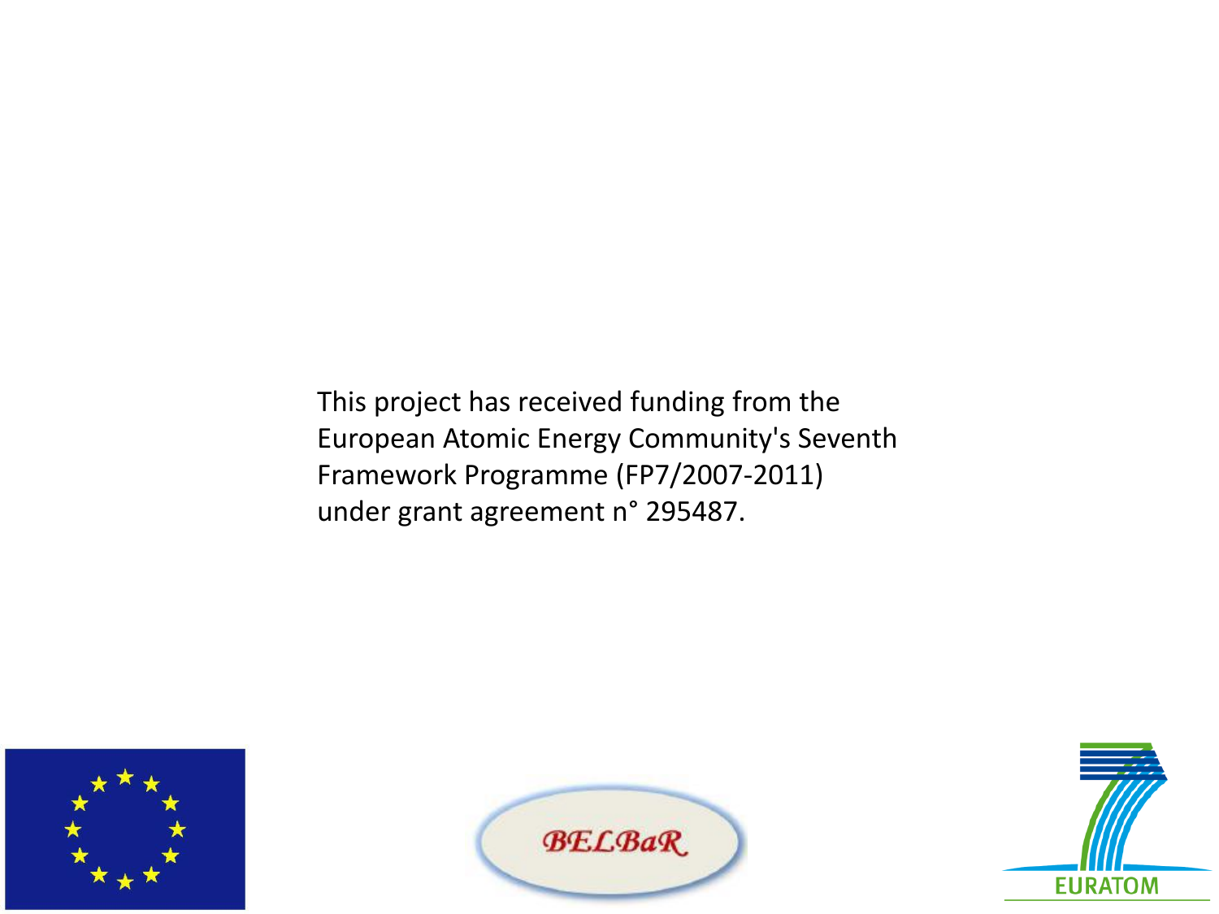This project has received funding from the European Atomic Energy Community's Seventh Framework Programme (FP7/2007-2011) under grant agreement n° 295487.